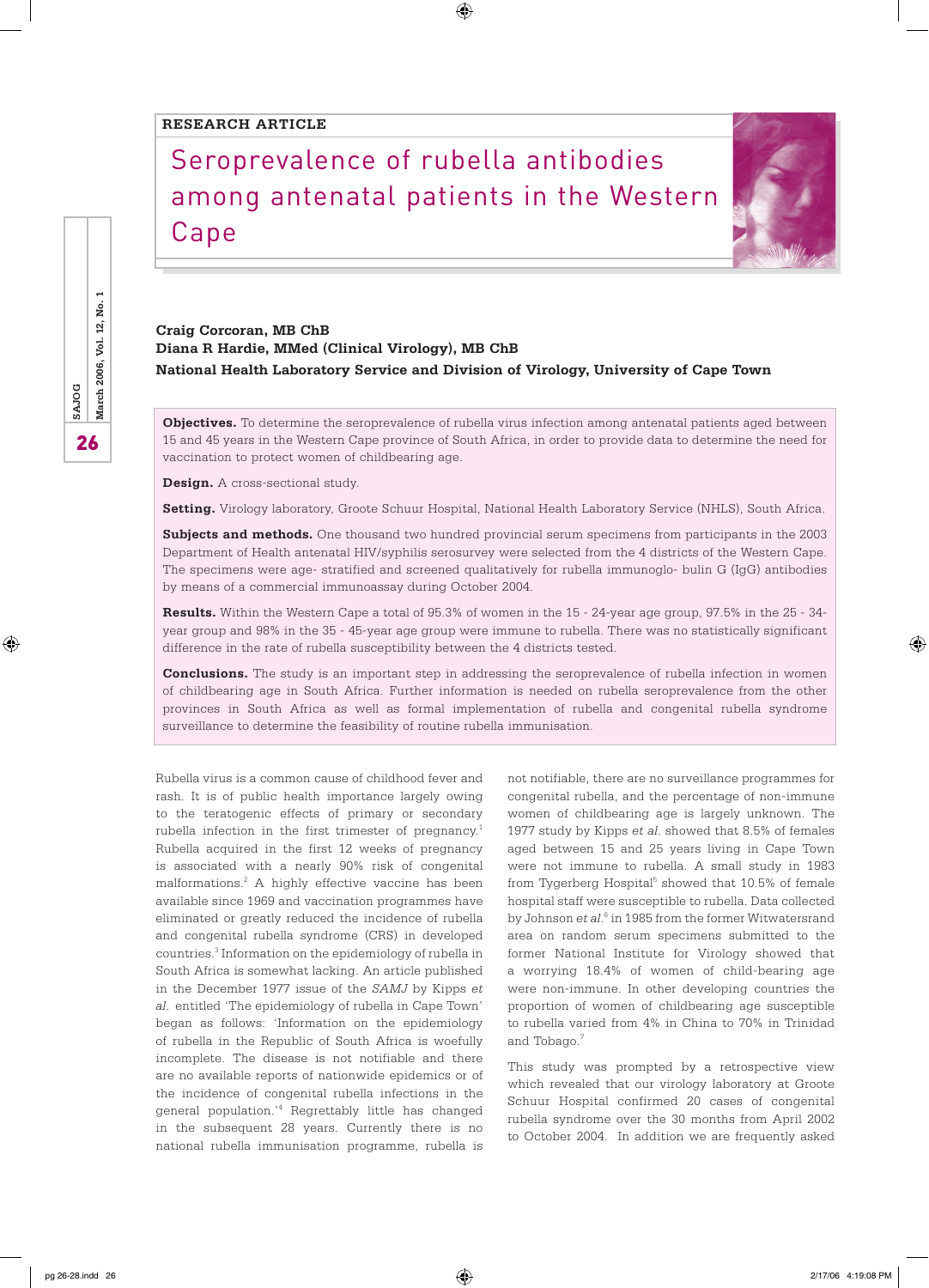RESEARCH ARTICLE

# Seroprevalence of rubella antibodies among antenatal patients in the Western Cape

**Craig Corcoran, MB ChB**
**Diana R Hardie, MMed (Clinical Virology), MB ChB**
**National Health Laboratory Service and Division of Virology, University of Cape Town**

**Objectives.** To determine the seroprevalence of rubella virus infection among antenatal patients aged between 15 and 45 years in the Western Cape province of South Africa, in order to provide data to determine the need for vaccination to protect women of childbearing age.

**Design.** A cross-sectional study.

**Setting.** Virology laboratory, Groote Schuur Hospital, National Health Laboratory Service (NHLS), South Africa.

**Subjects and methods.** One thousand two hundred provincial serum specimens from participants in the 2003 Department of Health antenatal HIV/syphilis serosurvey were selected from the 4 districts of the Western Cape. The specimens were age- stratified and screened qualitatively for rubella immunoglo- bulin G (IgG) antibodies by means of a commercial immunoassay during October 2004.

**Results.** Within the Western Cape a total of 95.3% of women in the 15 - 24-year age group, 97.5% in the 25 - 34-year group and 98% in the 35 - 45-year age group were immune to rubella. There was no statistically significant difference in the rate of rubella susceptibility between the 4 districts tested.

**Conclusions.** The study is an important step in addressing the seroprevalence of rubella infection in women of childbearing age in South Africa. Further information is needed on rubella seroprevalence from the other provinces in South Africa as well as formal implementation of rubella and congenital rubella syndrome surveillance to determine the feasibility of routine rubella immunisation.

Rubella virus is a common cause of childhood fever and rash. It is of public health importance largely owing to the teratogenic effects of primary or secondary rubella infection in the first trimester of pregnancy.[1] Rubella acquired in the first 12 weeks of pregnancy is associated with a nearly 90% risk of congenital malformations.[2] A highly effective vaccine has been available since 1969 and vaccination programmes have eliminated or greatly reduced the incidence of rubella and congenital rubella syndrome (CRS) in developed countries.[3] Information on the epidemiology of rubella in South Africa is somewhat lacking. An article published in the December 1977 issue of the *SAMJ* by Kipps *et al.* entitled 'The epidemiology of rubella in Cape Town' began as follows: 'Information on the epidemiology of rubella in the Republic of South Africa is woefully incomplete. The disease is not notifiable and there are no available reports of nationwide epidemics or of the incidence of congenital rubella infections in the general population.'[4] Regrettably little has changed in the subsequent 28 years. Currently there is no national rubella immunisation programme, rubella is not notifiable, there are no surveillance programmes for congenital rubella, and the percentage of non-immune women of childbearing age is largely unknown. The 1977 study by Kipps *et al.* showed that 8.5% of females aged between 15 and 25 years living in Cape Town were not immune to rubella. A small study in 1983 from Tygerberg Hospital[5] showed that 10.5% of female hospital staff were susceptible to rubella. Data collected by Johnson *et al.*[6] in 1985 from the former Witwatersrand area on random serum specimens submitted to the former National Institute for Virology showed that a worrying 18.4% of women of child-bearing age were non-immune. In other developing countries the proportion of women of childbearing age susceptible to rubella varied from 4% in China to 70% in Trinidad and Tobago.[7]

This study was prompted by a retrospective view which revealed that our virology laboratory at Groote Schuur Hospital confirmed 20 cases of congenital rubella syndrome over the 30 months from April 2002 to October 2004. In addition we are frequently asked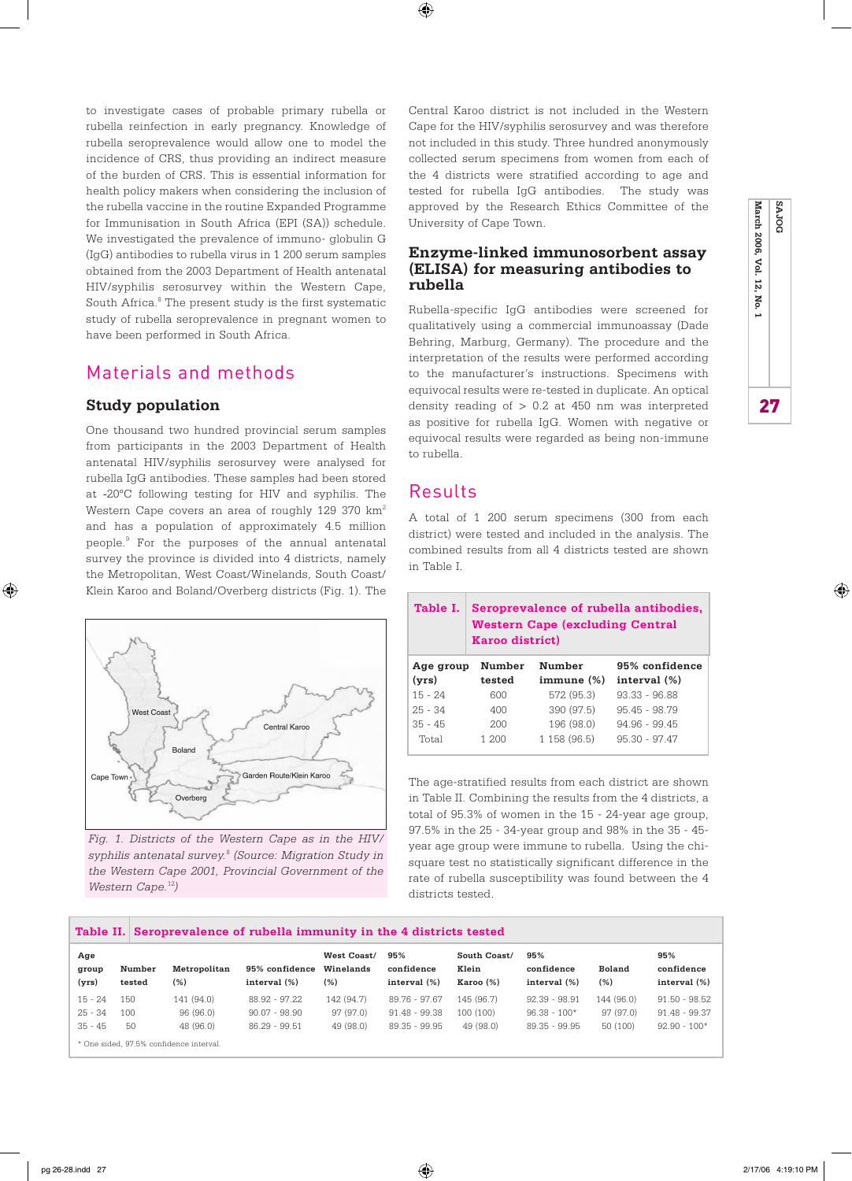to investigate cases of probable primary rubella or rubella reinfection in early pregnancy. Knowledge of rubella seroprevalence would allow one to model the incidence of CRS, thus providing an indirect measure of the burden of CRS. This is essential information for health policy makers when considering the inclusion of the rubella vaccine in the routine Expanded Programme for Immunisation in South Africa (EPI (SA)) schedule. We investigated the prevalence of immuno- globulin G (IgG) antibodies to rubella virus in 1 200 serum samples obtained from the 2003 Department of Health antenatal HIV/syphilis serosurvey within the Western Cape, South Africa.[8] The present study is the first systematic study of rubella seroprevalence in pregnant women to have been performed in South Africa.

## Materials and methods

### Study population

One thousand two hundred provincial serum samples from participants in the 2003 Department of Health antenatal HIV/syphilis serosurvey were analysed for rubella IgG antibodies. These samples had been stored at -20°C following testing for HIV and syphilis. The Western Cape covers an area of roughly 129 370 km$^2$ and has a population of approximately 4.5 million people.[9] For the purposes of the annual antenatal survey the province is divided into 4 districts, namely the Metropolitan, West Coast/Winelands, South Coast/Klein Karoo and Boland/Overberg districts (Fig. 1). The Central Karoo district is not included in the Western Cape for the HIV/syphilis serosurvey and was therefore not included in this study. Three hundred anonymously collected serum specimens from women from each of the 4 districts were stratified according to age and tested for rubella IgG antibodies. The study was approved by the Research Ethics Committee of the University of Cape Town.

*Fig. 1. Districts of the Western Cape as in the HIV/syphilis antenatal survey.[8] (Source: Migration Study in the Western Cape 2001, Provincial Government of the Western Cape.[12])*

### Enzyme-linked immunosorbent assay (ELISA) for measuring antibodies to rubella

Rubella-specific IgG antibodies were screened for qualitatively using a commercial immunoassay (Dade Behring, Marburg, Germany). The procedure and the interpretation of the results were performed according to the manufacturer's instructions. Specimens with equivocal results were re-tested in duplicate. An optical density reading of > 0.2 at 450 nm was interpreted as positive for rubella IgG. Women with negative or equivocal results were regarded as being non-immune to rubella.

## Results

A total of 1 200 serum specimens (300 from each district) were tested and included in the analysis. The combined results from all 4 districts tested are shown in Table I.

**Table I. Seroprevalence of rubella antibodies, Western Cape (excluding Central Karoo district)**

| Age group (yrs) | Number tested | Number immune (%) | 95% confidence interval (%) |
|---|---|---|---|
| 15 - 24 | 600 | 572 (95.3) | 93.33 - 96.88 |
| 25 - 34 | 400 | 390 (97.5) | 95.45 - 98.79 |
| 35 - 45 | 200 | 196 (98.0) | 94.96 - 99.45 |
| Total | 1 200 | 1 158 (96.5) | 95.30 - 97.47 |

The age-stratified results from each district are shown in Table II. Combining the results from the 4 districts, a total of 95.3% of women in the 15 - 24-year age group, 97.5% in the 25 - 34-year group and 98% in the 35 - 45-year age group were immune to rubella. Using the chi-square test no statistically significant difference in the rate of rubella susceptibility was found between the 4 districts tested.

**Table II. Seroprevalence of rubella immunity in the 4 districts tested**

| Age group (yrs) | Number tested | Metropolitan (%) | 95% confidence interval (%) | West Coast/ Winelands (%) | 95% confidence interval (%) | South Coast/ Klein Karoo (%) | 95% confidence interval (%) | Boland (%) | 95% confidence interval (%) |
|---|---|---|---|---|---|---|---|---|---|
| 15 - 24 | 150 | 141 (94.0) | 88.92 - 97.22 | 142 (94.7) | 89.76 - 97.67 | 145 (96.7) | 92.39 - 98.91 | 144 (96.0) | 91.50 - 98.52 |
| 25 - 34 | 100 | 96 (96.0) | 90.07 - 98.90 | 97 (97.0) | 91.48 - 99.38 | 100 (100) | 96.38 - 100* | 97 (97.0) | 91.48 - 99.37 |
| 35 - 45 | 50 | 48 (96.0) | 86.29 - 99.51 | 49 (98.0) | 89.35 - 99.95 | 49 (98.0) | 89.35 - 99.95 | 50 (100) | 92.90 - 100* |

\* One sided, 97.5% confidence interval.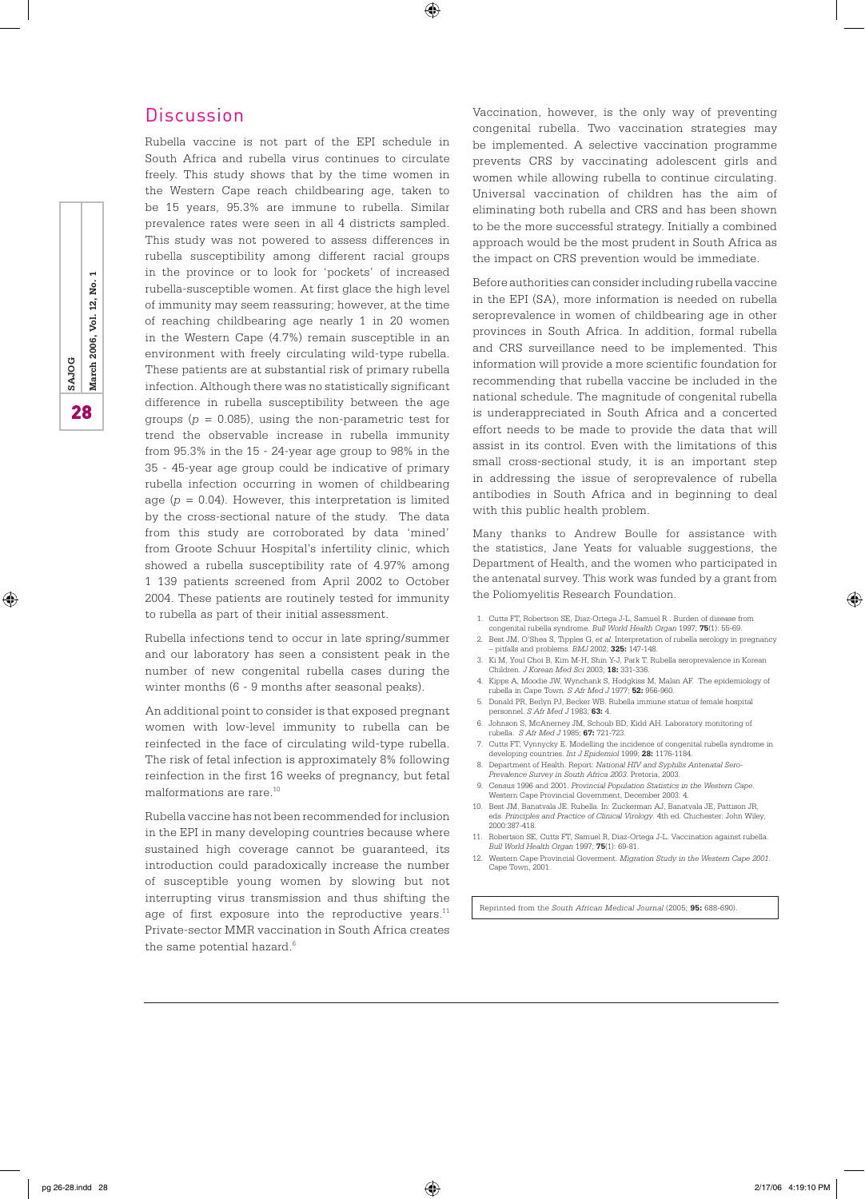## Discussion

Rubella vaccine is not part of the EPI schedule in South Africa and rubella virus continues to circulate freely. This study shows that by the time women in the Western Cape reach childbearing age, taken to be 15 years, 95.3% are immune to rubella. Similar prevalence rates were seen in all 4 districts sampled. This study was not powered to assess differences in rubella susceptibility among different racial groups in the province or to look for 'pockets' of increased rubella-susceptible women. At first glace the high level of immunity may seem reassuring; however, at the time of reaching childbearing age nearly 1 in 20 women in the Western Cape (4.7%) remain susceptible in an environment with freely circulating wild-type rubella. These patients are at substantial risk of primary rubella infection. Although there was no statistically significant difference in rubella susceptibility between the age groups ($p$ = 0.085), using the non-parametric test for trend the observable increase in rubella immunity from 95.3% in the 15 - 24-year age group to 98% in the 35 - 45-year age group could be indicative of primary rubella infection occurring in women of childbearing age ($p$ = 0.04). However, this interpretation is limited by the cross-sectional nature of the study. The data from this study are corroborated by data 'mined' from Groote Schuur Hospital's infertility clinic, which showed a rubella susceptibility rate of 4.97% among 1 139 patients screened from April 2002 to October 2004. These patients are routinely tested for immunity to rubella as part of their initial assessment.

Rubella infections tend to occur in late spring/summer and our laboratory has seen a consistent peak in the number of new congenital rubella cases during the winter months (6 - 9 months after seasonal peaks).

An additional point to consider is that exposed pregnant women with low-level immunity to rubella can be reinfected in the face of circulating wild-type rubella. The risk of fetal infection is approximately 8% following reinfection in the first 16 weeks of pregnancy, but fetal malformations are rare.[10]

Rubella vaccine has not been recommended for inclusion in the EPI in many developing countries because where sustained high coverage cannot be guaranteed, its introduction could paradoxically increase the number of susceptible young women by slowing but not interrupting virus transmission and thus shifting the age of first exposure into the reproductive years.[11] Private-sector MMR vaccination in South Africa creates the same potential hazard.[6]

Vaccination, however, is the only way of preventing congenital rubella. Two vaccination strategies may be implemented. A selective vaccination programme prevents CRS by vaccinating adolescent girls and women while allowing rubella to continue circulating. Universal vaccination of children has the aim of eliminating both rubella and CRS and has been shown to be the more successful strategy. Initially a combined approach would be the most prudent in South Africa as the impact on CRS prevention would be immediate.

Before authorities can consider including rubella vaccine in the EPI (SA), more information is needed on rubella seroprevalence in women of childbearing age in other provinces in South Africa. In addition, formal rubella and CRS surveillance need to be implemented. This information will provide a more scientific foundation for recommending that rubella vaccine be included in the national schedule. The magnitude of congenital rubella is underappreciated in South Africa and a concerted effort needs to be made to provide the data that will assist in its control. Even with the limitations of this small cross-sectional study, it is an important step in addressing the issue of seroprevalence of rubella antibodies in South Africa and in beginning to deal with this public health problem.

Many thanks to Andrew Boulle for assistance with the statistics, Jane Yeats for valuable suggestions, the Department of Health, and the women who participated in the antenatal survey. This work was funded by a grant from the Poliomyelitis Research Foundation.

1. Cutts FT, Robertson SE, Diaz-Ortega J-L, Samuel R . Burden of disease from congenital rubella syndrome. *Bull World Health Organ* 1997; **75**(1): 55-69.
2. Best JM, O'Shea S, Tipples G, *et al.* Interpretation of rubella serology in pregnancy – pitfalls and problems. *BMJ* 2002; **325:** 147-148.
3. Ki M, Youl Choi B, Kim M-H, Shin Y-J, Park T. Rubella seroprevalence in Korean Children. *J Korean Med Sci* 2003; **18:** 331-336.
4. Kipps A, Moodie JW, Wynchank S, Hodgkiss M, Malan AF. The epidemiology of rubella in Cape Town. *S Afr Med J* 1977; **52:** 956-960.
5. Donald PR, Berlyn PJ, Becker WB. Rubella immune status of female hospital personnel. *S Afr Med J* 1983; **63:** 4.
6. Johnson S, McAnerney JM, Schoub BD, Kidd AH. Laboratory monitoring of rubella. *S Afr Med J* 1985; **67:** 721-723.
7. Cutts FT, Vynnycky E. Modelling the incidence of congenital rubella syndrome in developing countries. *Int J Epidemiol* 1999; **28:** 1176-1184.
8. Department of Health. Report: *National HIV and Syphilis Antenatal Sero-Prevalence Survey in South Africa 2003.* Pretoria, 2003.
9. Census 1996 and 2001. *Provincial Population Statistics in the Western Cape.* Western Cape Provincial Government, December 2003: 4.
10. Best JM, Banatvala JE. Rubella. In: Zuckerman AJ, Banatvala JE, Pattison JR, eds. *Principles and Practice of Clinical Virology.* 4th ed. Chichester: John Wiley, 2000:387-418.
11. Robertson SE, Cutts FT, Samuel R, Diaz-Ortega J-L. Vaccination against rubella. *Bull World Health Organ* 1997; **75**(1): 69-81.
12. Western Cape Provincial Goverment. *Migration Study in the Western Cape 2001.* Cape Town, 2001.

Reprinted from the *South African Medical Journal* (2005; **95:** 688-690).